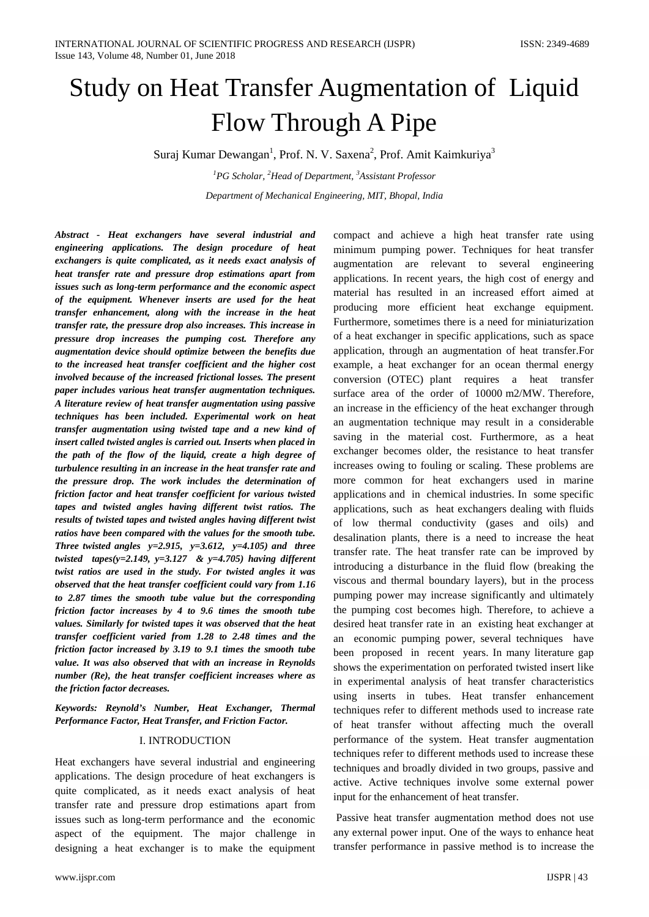# Study on Heat Transfer Augmentation of Liquid Flow Through A Pipe

Suraj Kumar Dewangan[1], Prof. N. V. Saxena[2], Prof. Amit Kaimkuriya[3]

[1]*PG Scholar,* [2]*Head of Department,* [3]*Assistant Professor*

*Department of Mechanical Engineering, MIT, Bhopal, India*

***Abstract - Heat exchangers have several industrial and engineering applications. The design procedure of heat exchangers is quite complicated, as it needs exact analysis of heat transfer rate and pressure drop estimations apart from issues such as long-term performance and the economic aspect of the equipment. Whenever inserts are used for the heat transfer enhancement, along with the increase in the heat transfer rate, the pressure drop also increases. This increase in pressure drop increases the pumping cost. Therefore any augmentation device should optimize between the benefits due to the increased heat transfer coefficient and the higher cost involved because of the increased frictional losses. The present paper includes various heat transfer augmentation techniques. A literature review of heat transfer augmentation using passive techniques has been included. Experimental work on heat transfer augmentation using twisted tape and a new kind of insert called twisted angles is carried out. Inserts when placed in the path of the flow of the liquid, create a high degree of turbulence resulting in an increase in the heat transfer rate and the pressure drop. The work includes the determination of friction factor and heat transfer coefficient for various twisted tapes and twisted angles having different twist ratios. The results of twisted tapes and twisted angles having different twist ratios have been compared with the values for the smooth tube. Three twisted angles y=2.915, y=3.612, y=4.105) and three twisted tapes(y=2.149, y=3.127 & y=4.705) having different twist ratios are used in the study. For twisted angles it was observed that the heat transfer coefficient could vary from 1.16 to 2.87 times the smooth tube value but the corresponding friction factor increases by 4 to 9.6 times the smooth tube values. Similarly for twisted tapes it was observed that the heat transfer coefficient varied from 1.28 to 2.48 times and the friction factor increased by 3.19 to 9.1 times the smooth tube value. It was also observed that with an increase in Reynolds number (Re), the heat transfer coefficient increases where as the friction factor decreases.***

***Keywords: Reynold's Number, Heat Exchanger, Thermal Performance Factor, Heat Transfer, and Friction Factor.***

## I. INTRODUCTION

Heat exchangers have several industrial and engineering applications. The design procedure of heat exchangers is quite complicated, as it needs exact analysis of heat transfer rate and pressure drop estimations apart from issues such as long-term performance and the economic aspect of the equipment. The major challenge in designing a heat exchanger is to make the equipment compact and achieve a high heat transfer rate using minimum pumping power. Techniques for heat transfer augmentation are relevant to several engineering applications. In recent years, the high cost of energy and material has resulted in an increased effort aimed at producing more efficient heat exchange equipment. Furthermore, sometimes there is a need for miniaturization of a heat exchanger in specific applications, such as space application, through an augmentation of heat transfer.For example, a heat exchanger for an ocean thermal energy conversion (OTEC) plant requires a heat transfer surface area of the order of 10000 m2/MW. Therefore, an increase in the efficiency of the heat exchanger through an augmentation technique may result in a considerable saving in the material cost. Furthermore, as a heat exchanger becomes older, the resistance to heat transfer increases owing to fouling or scaling. These problems are more common for heat exchangers used in marine applications and in chemical industries. In some specific applications, such as heat exchangers dealing with fluids of low thermal conductivity (gases and oils) and desalination plants, there is a need to increase the heat transfer rate. The heat transfer rate can be improved by introducing a disturbance in the fluid flow (breaking the viscous and thermal boundary layers), but in the process pumping power may increase significantly and ultimately the pumping cost becomes high. Therefore, to achieve a desired heat transfer rate in an existing heat exchanger at an economic pumping power, several techniques have been proposed in recent years. In many literature gap shows the experimentation on perforated twisted insert like in experimental analysis of heat transfer characteristics using inserts in tubes. Heat transfer enhancement techniques refer to different methods used to increase rate of heat transfer without affecting much the overall performance of the system. Heat transfer augmentation techniques refer to different methods used to increase these techniques and broadly divided in two groups, passive and active. Active techniques involve some external power input for the enhancement of heat transfer.

Passive heat transfer augmentation method does not use any external power input. One of the ways to enhance heat transfer performance in passive method is to increase the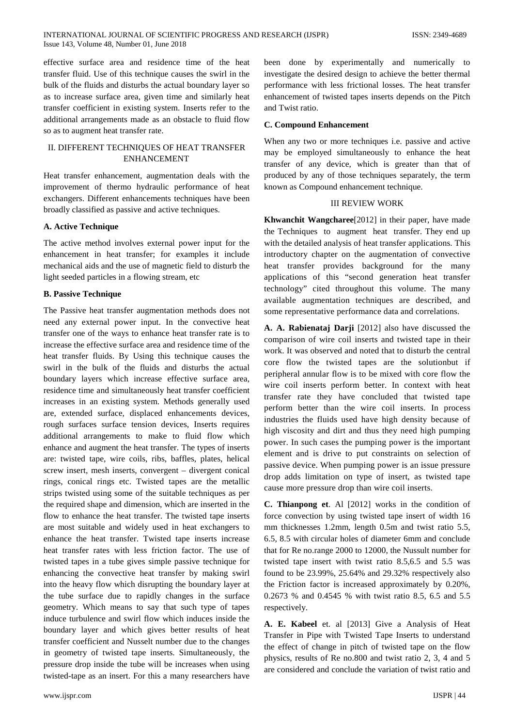effective surface area and residence time of the heat transfer fluid. Use of this technique causes the swirl in the bulk of the fluids and disturbs the actual boundary layer so as to increase surface area, given time and similarly heat transfer coefficient in existing system. Inserts refer to the additional arrangements made as an obstacle to fluid flow so as to augment heat transfer rate.

## II. DIFFERENT TECHNIQUES OF HEAT TRANSFER ENHANCEMENT

Heat transfer enhancement, augmentation deals with the improvement of thermo hydraulic performance of heat exchangers. Different enhancements techniques have been broadly classified as passive and active techniques.

### A. Active Technique

The active method involves external power input for the enhancement in heat transfer; for examples it include mechanical aids and the use of magnetic field to disturb the light seeded particles in a flowing stream, etc

### B. Passive Technique

The Passive heat transfer augmentation methods does not need any external power input. In the convective heat transfer one of the ways to enhance heat transfer rate is to increase the effective surface area and residence time of the heat transfer fluids. By Using this technique causes the swirl in the bulk of the fluids and disturbs the actual boundary layers which increase effective surface area, residence time and simultaneously heat transfer coefficient increases in an existing system. Methods generally used are, extended surface, displaced enhancements devices, rough surfaces surface tension devices, Inserts requires additional arrangements to make to fluid flow which enhance and augment the heat transfer. The types of inserts are: twisted tape, wire coils, ribs, baffles, plates, helical screw insert, mesh inserts, convergent – divergent conical rings, conical rings etc. Twisted tapes are the metallic strips twisted using some of the suitable techniques as per the required shape and dimension, which are inserted in the flow to enhance the heat transfer. The twisted tape inserts are most suitable and widely used in heat exchangers to enhance the heat transfer. Twisted tape inserts increase heat transfer rates with less friction factor. The use of twisted tapes in a tube gives simple passive technique for enhancing the convective heat transfer by making swirl into the heavy flow which disrupting the boundary layer at the tube surface due to rapidly changes in the surface geometry. Which means to say that such type of tapes induce turbulence and swirl flow which induces inside the boundary layer and which gives better results of heat transfer coefficient and Nusselt number due to the changes in geometry of twisted tape inserts. Simultaneously, the pressure drop inside the tube will be increases when using twisted-tape as an insert. For this a many researchers have been done by experimentally and numerically to investigate the desired design to achieve the better thermal performance with less frictional losses. The heat transfer enhancement of twisted tapes inserts depends on the Pitch and Twist ratio.

### C. Compound Enhancement

When any two or more techniques i.e. passive and active may be employed simultaneously to enhance the heat transfer of any device, which is greater than that of produced by any of those techniques separately, the term known as Compound enhancement technique.

## III REVIEW WORK

**Khwanchit Wangcharee**[2012] in their paper, have made the Techniques to augment heat transfer. They end up with the detailed analysis of heat transfer applications. This introductory chapter on the augmentation of convective heat transfer provides background for the many applications of this "second generation heat transfer technology" cited throughout this volume. The many available augmentation techniques are described, and some representative performance data and correlations.

**A. A. Rabienataj Darji** [2012] also have discussed the comparison of wire coil inserts and twisted tape in their work. It was observed and noted that to disturb the central core flow the twisted tapes are the solutionbut if peripheral annular flow is to be mixed with core flow the wire coil inserts perform better. In context with heat transfer rate they have concluded that twisted tape perform better than the wire coil inserts. In process industries the fluids used have high density because of high viscosity and dirt and thus they need high pumping power. In such cases the pumping power is the important element and is drive to put constraints on selection of passive device. When pumping power is an issue pressure drop adds limitation on type of insert, as twisted tape cause more pressure drop than wire coil inserts.

**C. Thianpong et**. Al [2012] works in the condition of force convection by using twisted tape insert of width 16 mm thicknesses 1.2mm, length 0.5m and twist ratio 5.5, 6.5, 8.5 with circular holes of diameter 6mm and conclude that for Re no.range 2000 to 12000, the Nussult number for twisted tape insert with twist ratio 8.5,6.5 and 5.5 was found to be 23.99%, 25.64% and 29.32% respectively also the Friction factor is increased approximately by 0.20%, 0.2673 % and 0.4545 % with twist ratio 8.5, 6.5 and 5.5 respectively.

**A. E. Kabeel** et. al [2013] Give a Analysis of Heat Transfer in Pipe with Twisted Tape Inserts to understand the effect of change in pitch of twisted tape on the flow physics, results of Re no.800 and twist ratio 2, 3, 4 and 5 are considered and conclude the variation of twist ratio and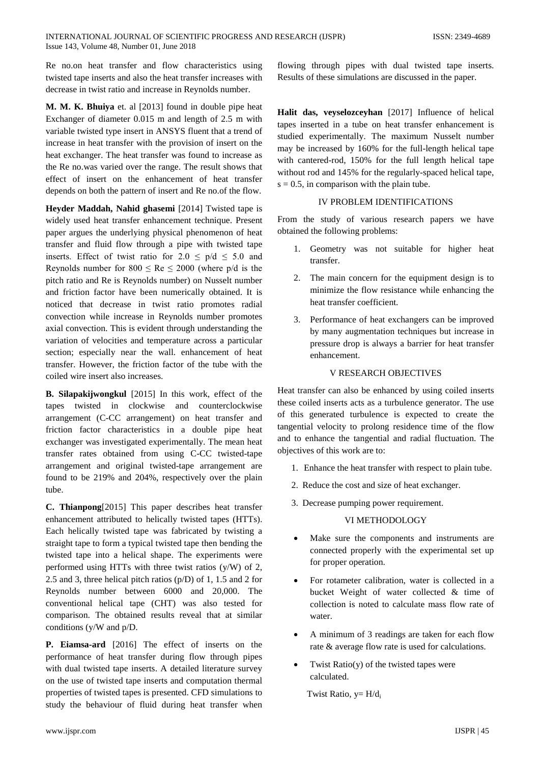Re no.on heat transfer and flow characteristics using twisted tape inserts and also the heat transfer increases with decrease in twist ratio and increase in Reynolds number.

**M. M. K. Bhuiya** et. al [2013] found in double pipe heat Exchanger of diameter 0.015 m and length of 2.5 m with variable twisted type insert in ANSYS fluent that a trend of increase in heat transfer with the provision of insert on the heat exchanger. The heat transfer was found to increase as the Re no.was varied over the range. The result shows that effect of insert on the enhancement of heat transfer depends on both the pattern of insert and Re no.of the flow.

**Heyder Maddah, Nahid ghasemi** [2014] Twisted tape is widely used heat transfer enhancement technique. Present paper argues the underlying physical phenomenon of heat transfer and fluid flow through a pipe with twisted tape inserts. Effect of twist ratio for $2.0 \leq p/d \leq 5.0$ and Reynolds number for $800 \leq Re \leq 2000$ (where p/d is the pitch ratio and Re is Reynolds number) on Nusselt number and friction factor have been numerically obtained. It is noticed that decrease in twist ratio promotes radial convection while increase in Reynolds number promotes axial convection. This is evident through understanding the variation of velocities and temperature across a particular section; especially near the wall. enhancement of heat transfer. However, the friction factor of the tube with the coiled wire insert also increases.

**B. Silapakijwongkul** [2015] In this work, effect of the tapes twisted in clockwise and counterclockwise arrangement (C-CC arrangement) on heat transfer and friction factor characteristics in a double pipe heat exchanger was investigated experimentally. The mean heat transfer rates obtained from using C-CC twisted-tape arrangement and original twisted-tape arrangement are found to be 219% and 204%, respectively over the plain tube.

**C. Thianpong**[2015] This paper describes heat transfer enhancement attributed to helically twisted tapes (HTTs). Each helically twisted tape was fabricated by twisting a straight tape to form a typical twisted tape then bending the twisted tape into a helical shape. The experiments were performed using HTTs with three twist ratios (y/W) of 2, 2.5 and 3, three helical pitch ratios (p/D) of 1, 1.5 and 2 for Reynolds number between 6000 and 20,000. The conventional helical tape (CHT) was also tested for comparison. The obtained results reveal that at similar conditions (y/W and p/D.

**P. Eiamsa-ard** [2016] The effect of inserts on the performance of heat transfer during flow through pipes with dual twisted tape inserts. A detailed literature survey on the use of twisted tape inserts and computation thermal properties of twisted tapes is presented. CFD simulations to study the behaviour of fluid during heat transfer when flowing through pipes with dual twisted tape inserts. Results of these simulations are discussed in the paper.

**Halit das, veyselozceyhan** [2017] Influence of helical tapes inserted in a tube on heat transfer enhancement is studied experimentally. The maximum Nusselt number may be increased by 160% for the full-length helical tape with cantered-rod, 150% for the full length helical tape without rod and 145% for the regularly-spaced helical tape, $s = 0.5$, in comparison with the plain tube.

## IV PROBLEM IDENTIFICATIONS

From the study of various research papers we have obtained the following problems:

1. Geometry was not suitable for higher heat transfer.
2. The main concern for the equipment design is to minimize the flow resistance while enhancing the heat transfer coefficient.
3. Performance of heat exchangers can be improved by many augmentation techniques but increase in pressure drop is always a barrier for heat transfer enhancement.

## V RESEARCH OBJECTIVES

Heat transfer can also be enhanced by using coiled inserts these coiled inserts acts as a turbulence generator. The use of this generated turbulence is expected to create the tangential velocity to prolong residence time of the flow and to enhance the tangential and radial fluctuation. The objectives of this work are to:

1. Enhance the heat transfer with respect to plain tube.
2. Reduce the cost and size of heat exchanger.
3. Decrease pumping power requirement.

## VI METHODOLOGY

- Make sure the components and instruments are connected properly with the experimental set up for proper operation.
- For rotameter calibration, water is collected in a bucket Weight of water collected & time of collection is noted to calculate mass flow rate of water.
- A minimum of 3 readings are taken for each flow rate & average flow rate is used for calculations.
- Twist Ratio(y) of the twisted tapes were calculated.

Twist Ratio, $y = H/d_i$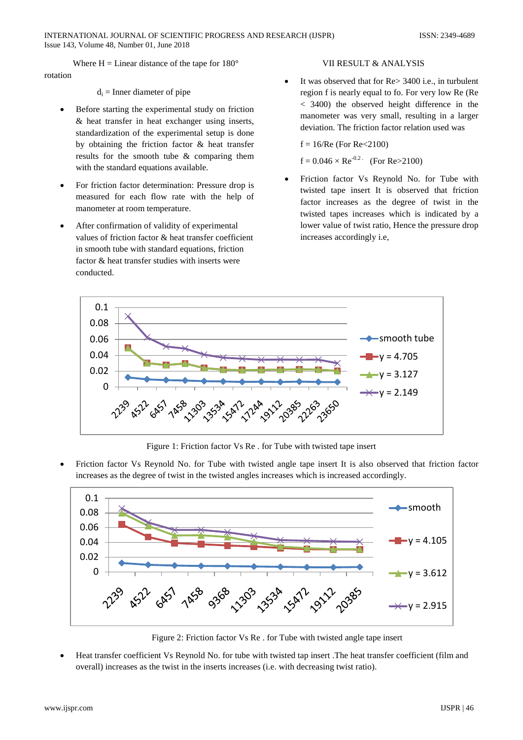Where H = Linear distance of the tape for 180° rotation

$d_i$ = Inner diameter of pipe

- Before starting the experimental study on friction & heat transfer in heat exchanger using inserts, standardization of the experimental setup is done by obtaining the friction factor & heat transfer results for the smooth tube & comparing them with the standard equations available.
- For friction factor determination: Pressure drop is measured for each flow rate with the help of manometer at room temperature.
- After confirmation of validity of experimental values of friction factor & heat transfer coefficient in smooth tube with standard equations, friction factor & heat transfer studies with inserts were conducted.

## VII RESULT & ANALYSIS

- It was observed that for Re> 3400 i.e., in turbulent region f is nearly equal to fo. For very low Re (Re < 3400) the observed height difference in the manometer was very small, resulting in a larger deviation. The friction factor relation used was

  $f = 16/Re$ (For Re<2100)

  $f = 0.046 \times Re^{-0.2}$ (For Re>2100)

- Friction factor Vs Reynold No. for Tube with twisted tape insert It is observed that friction factor increases as the degree of twist in the twisted tapes increases which is indicated by a lower value of twist ratio, Hence the pressure drop increases accordingly i.e,

0.1
0.08
0.06
0.04
0.02
0
2239 4522 6457 7458 11303 13534 15472 17244 19112 20385 22263 23650
smooth tube
y = 4.705
y = 3.127
y = 2.149

Figure 1: Friction factor Vs Re . for Tube with twisted tape insert

- Friction factor Vs Reynold No. for Tube with twisted angle tape insert It is also observed that friction factor increases as the degree of twist in the twisted angles increases which is increased accordingly.

0.1
0.08
0.06
0.04
0.02
0
2239 4522 6457 7458 9368 11303 13534 15472 19112 20385
smooth
y = 4.105
y = 3.612
y = 2.915

Figure 2: Friction factor Vs Re . for Tube with twisted angle tape insert

- Heat transfer coefficient Vs Reynold No. for tube with twisted tap insert .The heat transfer coefficient (film and overall) increases as the twist in the inserts increases (i.e. with decreasing twist ratio).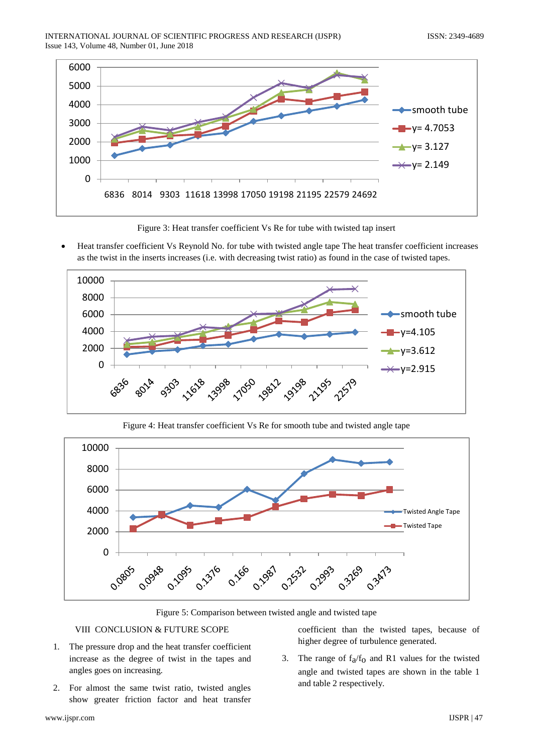6000
5000
4000
3000
2000
1000
0

6836 8014 9303 11618 13998 17050 19198 21195 22579 24692

smooth tube
y= 4.7053
y= 3.127
y= 2.149

Figure 3: Heat transfer coefficient Vs Re for tube with twisted tap insert

- Heat transfer coefficient Vs Reynold No. for tube with twisted angle tape The heat transfer coefficient increases as the twist in the inserts increases (i.e. with decreasing twist ratio) as found in the case of twisted tapes.

10000
8000
6000
4000
2000
0

6836 8014 9303 11618 13998 17050 19812 19198 21195 22579

smooth tube
y=4.105
y=3.612
y=2.915

Figure 4: Heat transfer coefficient Vs Re for smooth tube and twisted angle tape

10000
8000
6000
4000
2000
0

0.0805 0.0948 0.1095 0.1376 0.166 0.1987 0.2532 0.2993 0.3269 0.3473

Twisted Angle Tape
Twisted Tape

Figure 5: Comparison between twisted angle and twisted tape

## VIII CONCLUSION & FUTURE SCOPE

1. The pressure drop and the heat transfer coefficient increase as the degree of twist in the tapes and angles goes on increasing.
2. For almost the same twist ratio, twisted angles show greater friction factor and heat transfer coefficient than the twisted tapes, because of higher degree of turbulence generated.
3. The range of $f_a/f_o$ and R1 values for the twisted angle and twisted tapes are shown in the table 1 and table 2 respectively.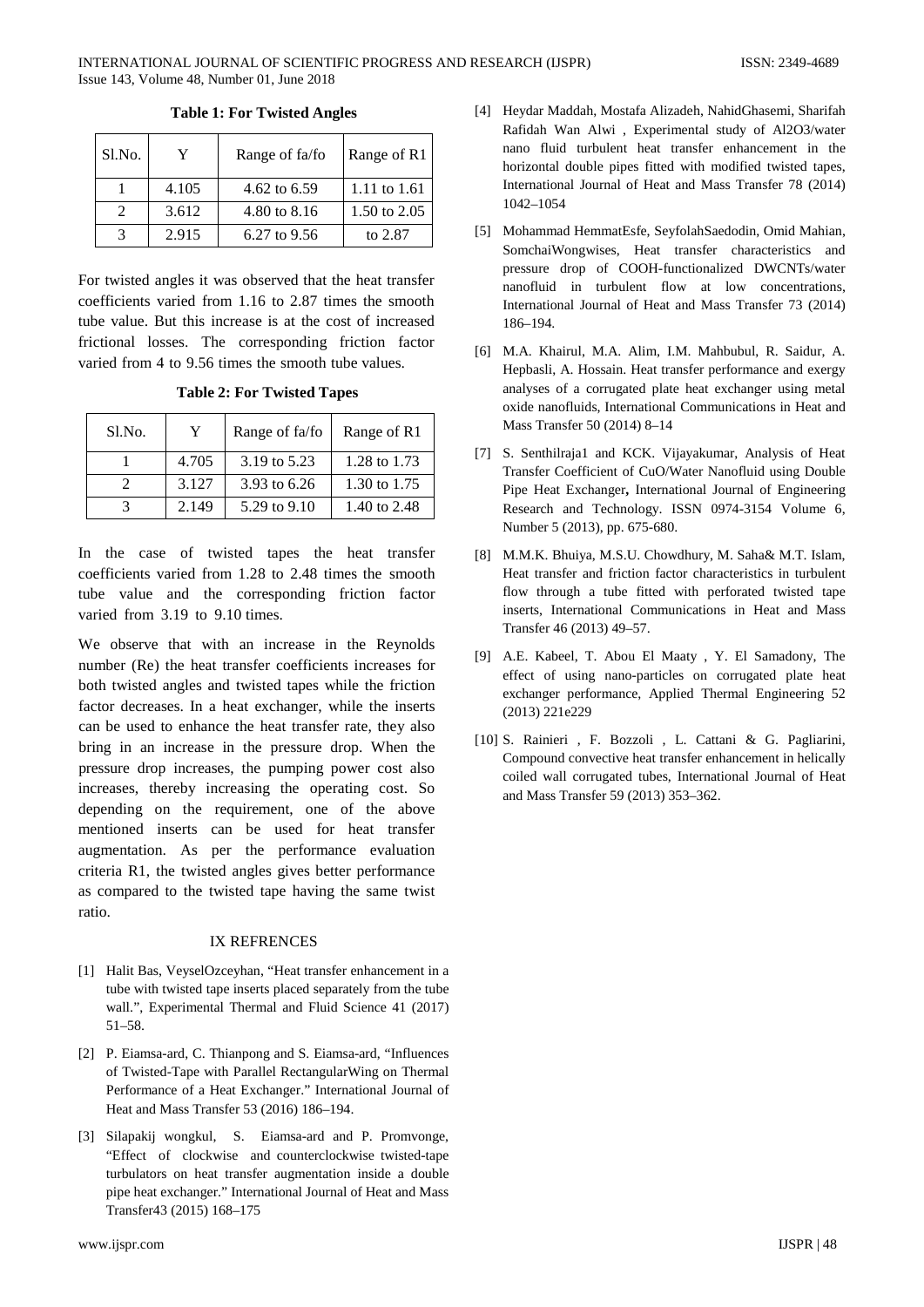**Table 1: For Twisted Angles**

| Sl.No. | Y | Range of fa/fo | Range of R1 |
|---|---|---|---|
| 1 | 4.105 | 4.62 to 6.59 | 1.11 to 1.61 |
| 2 | 3.612 | 4.80 to 8.16 | 1.50 to 2.05 |
| 3 | 2.915 | 6.27 to 9.56 | to 2.87 |

For twisted angles it was observed that the heat transfer coefficients varied from 1.16 to 2.87 times the smooth tube value. But this increase is at the cost of increased frictional losses. The corresponding friction factor varied from 4 to 9.56 times the smooth tube values.

**Table 2: For Twisted Tapes**

| Sl.No. | Y | Range of fa/fo | Range of R1 |
|---|---|---|---|
| 1 | 4.705 | 3.19 to 5.23 | 1.28 to 1.73 |
| 2 | 3.127 | 3.93 to 6.26 | 1.30 to 1.75 |
| 3 | 2.149 | 5.29 to 9.10 | 1.40 to 2.48 |

In the case of twisted tapes the heat transfer coefficients varied from 1.28 to 2.48 times the smooth tube value and the corresponding friction factor varied from 3.19 to 9.10 times.

We observe that with an increase in the Reynolds number (Re) the heat transfer coefficients increases for both twisted angles and twisted tapes while the friction factor decreases. In a heat exchanger, while the inserts can be used to enhance the heat transfer rate, they also bring in an increase in the pressure drop. When the pressure drop increases, the pumping power cost also increases, thereby increasing the operating cost. So depending on the requirement, one of the above mentioned inserts can be used for heat transfer augmentation. As per the performance evaluation criteria R1, the twisted angles gives better performance as compared to the twisted tape having the same twist ratio.

## IX REFRENCES

[1] Halit Bas, VeyselOzceyhan, "Heat transfer enhancement in a tube with twisted tape inserts placed separately from the tube wall.", Experimental Thermal and Fluid Science 41 (2017) 51–58.

[2] P. Eiamsa-ard, C. Thianpong and S. Eiamsa-ard, "Influences of Twisted-Tape with Parallel RectangularWing on Thermal Performance of a Heat Exchanger." International Journal of Heat and Mass Transfer 53 (2016) 186–194.

[3] Silapakij wongkul, S. Eiamsa-ard and P. Promvonge, "Effect of clockwise and counterclockwise twisted-tape turbulators on heat transfer augmentation inside a double pipe heat exchanger." International Journal of Heat and Mass Transfer43 (2015) 168–175

[4] Heydar Maddah, Mostafa Alizadeh, NahidGhasemi, Sharifah Rafidah Wan Alwi , Experimental study of Al2O3/water nano fluid turbulent heat transfer enhancement in the horizontal double pipes fitted with modified twisted tapes, International Journal of Heat and Mass Transfer 78 (2014) 1042–1054

[5] Mohammad HemmatEsfe, SeyfolahSaedodin, Omid Mahian, SomchaiWongwises, Heat transfer characteristics and pressure drop of COOH-functionalized DWCNTs/water nanofluid in turbulent flow at low concentrations, International Journal of Heat and Mass Transfer 73 (2014) 186–194.

[6] M.A. Khairul, M.A. Alim, I.M. Mahbubul, R. Saidur, A. Hepbasli, A. Hossain. Heat transfer performance and exergy analyses of a corrugated plate heat exchanger using metal oxide nanofluids, International Communications in Heat and Mass Transfer 50 (2014) 8–14

[7] S. Senthilraja1 and KCK. Vijayakumar, Analysis of Heat Transfer Coefficient of CuO/Water Nanofluid using Double Pipe Heat Exchanger**,** International Journal of Engineering Research and Technology. ISSN 0974-3154 Volume 6, Number 5 (2013), pp. 675-680.

[8] M.M.K. Bhuiya, M.S.U. Chowdhury, M. Saha& M.T. Islam, Heat transfer and friction factor characteristics in turbulent flow through a tube fitted with perforated twisted tape inserts, International Communications in Heat and Mass Transfer 46 (2013) 49–57.

[9] A.E. Kabeel, T. Abou El Maaty , Y. El Samadony, The effect of using nano-particles on corrugated plate heat exchanger performance, Applied Thermal Engineering 52 (2013) 221e229

[10] S. Rainieri , F. Bozzoli , L. Cattani & G. Pagliarini, Compound convective heat transfer enhancement in helically coiled wall corrugated tubes, International Journal of Heat and Mass Transfer 59 (2013) 353–362.